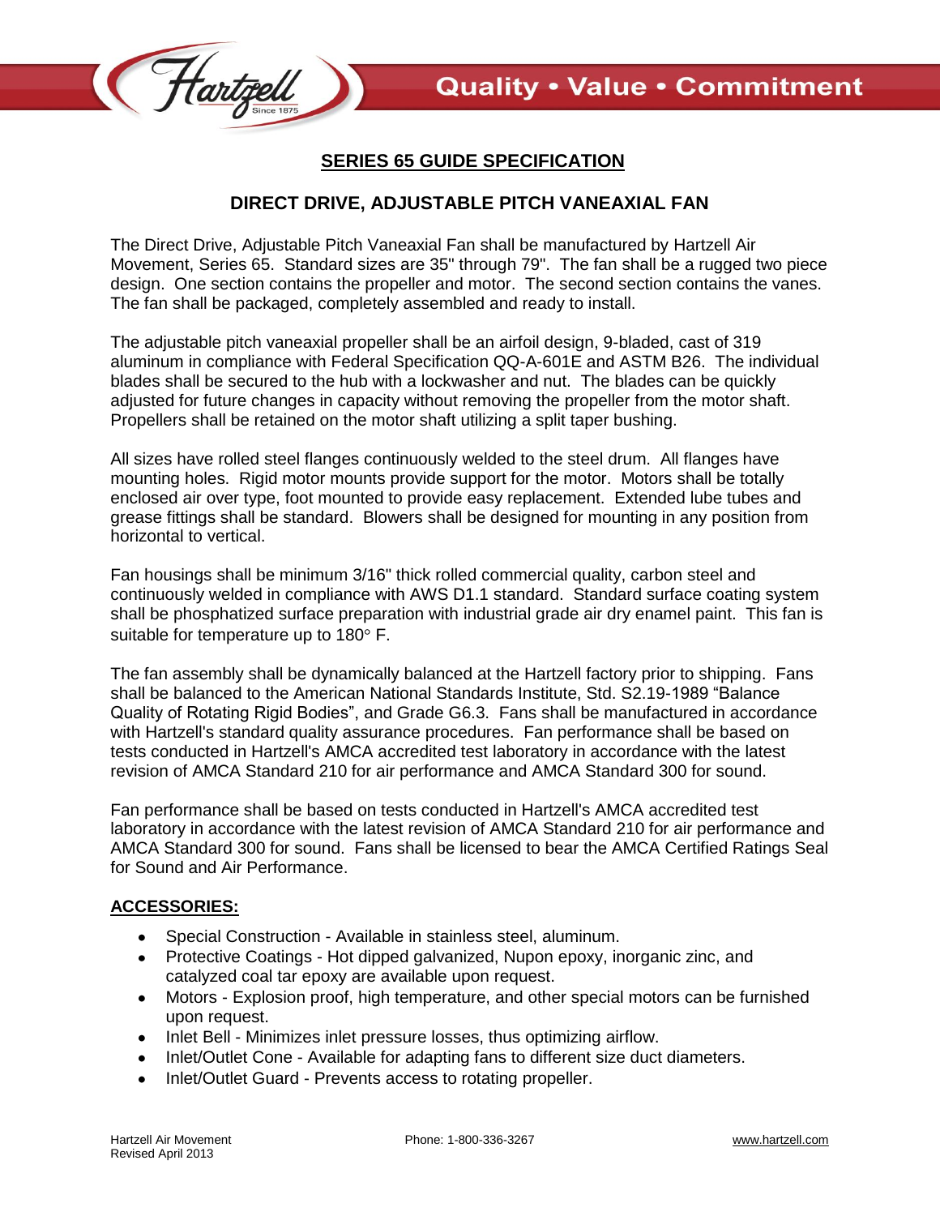## SERIES 65 GUIDE SPECIFICATION

### DIRECT DRIVE, ADJUSTABLE PITCH VANEAXIAL FAN

The Direct Drive, Adjustable Pitch Vaneaxial Fan shall be manufactured by Hartzell Air Movement, Series 65. Standard sizes are 35" through 79". The fan shall be a rugged two piece design. One section contains the propeller and motor. The second section contains the vanes. The fan shall be packaged, completely assembled and ready to install.

The adjustable pitch vaneaxial propeller shall be an airfoil design, 9-bladed, cast of 319 aluminum in compliance with Federal Specification QQ-A-601E and ASTM B26. The individual blades shall be secured to the hub with a lockwasher and nut. The blades can be quickly adjusted for future changes in capacity without removing the propeller from the motor shaft. Propellers shall be retained on the motor shaft utilizing a split taper bushing.

All sizes have rolled steel flanges continuously welded to the steel drum. All flanges have mounting holes. Rigid motor mounts provide support for the motor. Motors shall be totally enclosed air over type, foot mounted to provide easy replacement. Extended lube tubes and grease fittings shall be standard. Blowers shall be designed for mounting in any position from horizontal to vertical.

Fan housings shall be minimum 3/16" thick rolled commercial quality, carbon steel and continuously welded in compliance with AWS D1.1 standard. Standard surface coating system shall be phosphatized surface preparation with industrial grade air dry enamel paint. This fan is suitable for temperature up to 180° F.

The fan assembly shall be dynamically balanced at the Hartzell factory prior to shipping. Fans shall be balanced to the American National Standards Institute, Std. S2.19-1989 "Balance Quality of Rotating Rigid Bodies", and Grade G6.3. Fans shall be manufactured in accordance with Hartzell's standard quality assurance procedures. Fan performance shall be based on tests conducted in Hartzell's AMCA accredited test laboratory in accordance with the latest revision of AMCA Standard 210 for air performance and AMCA Standard 300 for sound.

Fan performance shall be based on tests conducted in Hartzell's AMCA accredited test laboratory in accordance with the latest revision of AMCA Standard 210 for air performance and AMCA Standard 300 for sound. Fans shall be licensed to bear the AMCA Certified Ratings Seal for Sound and Air Performance.

**ACCESSORIES:**

- Special Construction - Available in stainless steel, aluminum.
- Protective Coatings - Hot dipped galvanized, Nupon epoxy, inorganic zinc, and catalyzed coal tar epoxy are available upon request.
- Motors - Explosion proof, high temperature, and other special motors can be furnished upon request.
- Inlet Bell - Minimizes inlet pressure losses, thus optimizing airflow.
- Inlet/Outlet Cone - Available for adapting fans to different size duct diameters.
- Inlet/Outlet Guard - Prevents access to rotating propeller.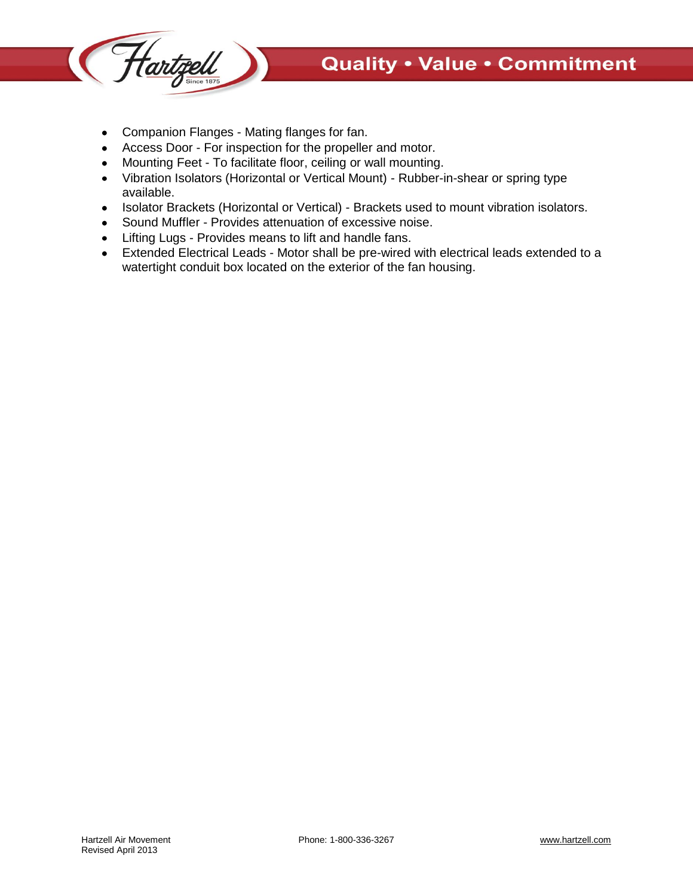- Companion Flanges - Mating flanges for fan.
- Access Door - For inspection for the propeller and motor.
- Mounting Feet - To facilitate floor, ceiling or wall mounting.
- Vibration Isolators (Horizontal or Vertical Mount) - Rubber-in-shear or spring type available.
- Isolator Brackets (Horizontal or Vertical) - Brackets used to mount vibration isolators.
- Sound Muffler - Provides attenuation of excessive noise.
- Lifting Lugs - Provides means to lift and handle fans.
- Extended Electrical Leads - Motor shall be pre-wired with electrical leads extended to a watertight conduit box located on the exterior of the fan housing.